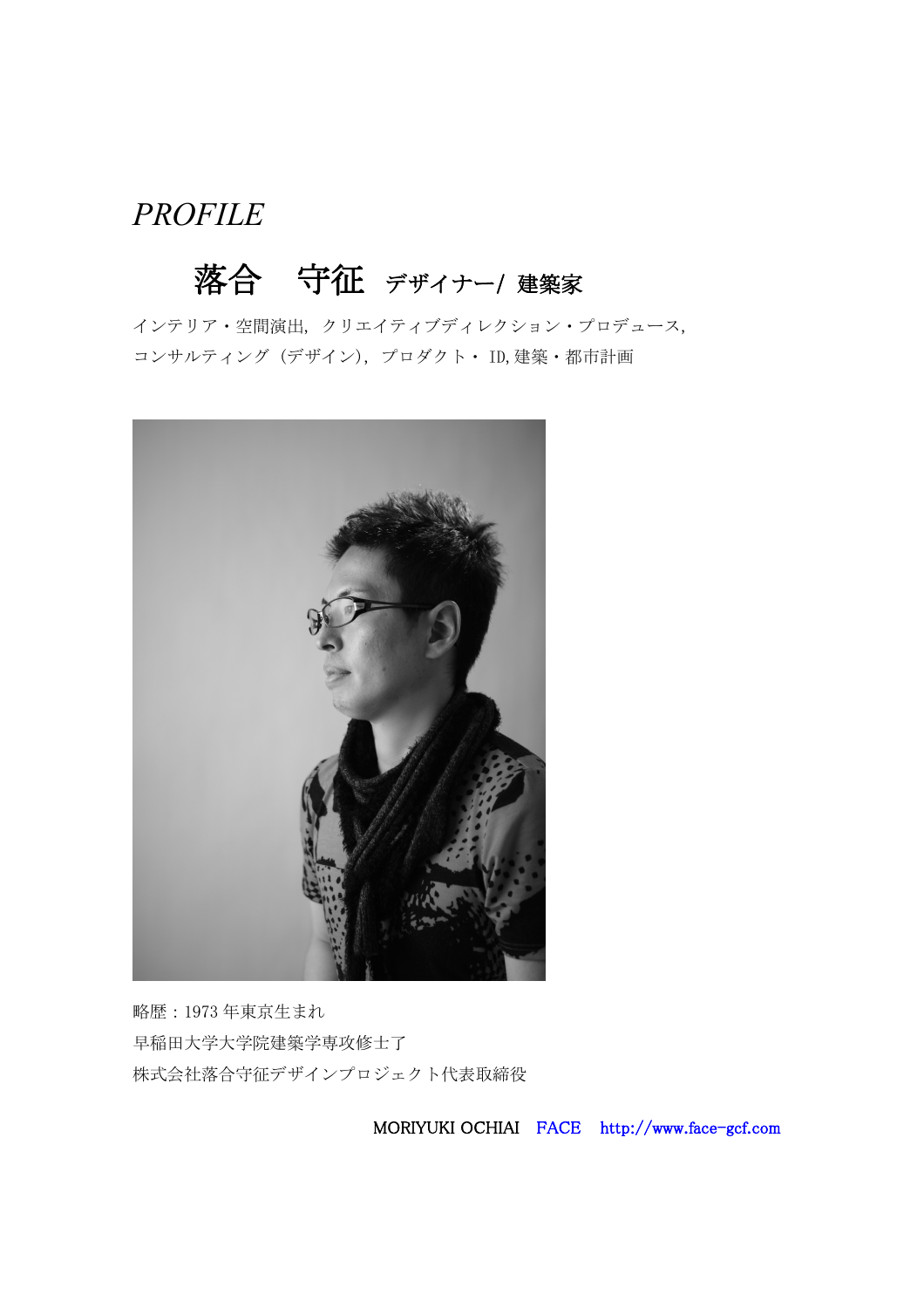# *PROFILE*

## 落合　守征　デザイナー/ 建築家

インテリア・空間演出，クリエイティブディレクション・プロデュース，
コンサルティング（デザイン），プロダクト・ ID,建築・都市計画

略歴：1973 年東京生まれ
早稲田大学大学院建築学専攻修士了
株式会社落合守征デザインプロジェクト代表取締役

MORIYUKI OCHIAI　FACE　http://www.face-gcf.com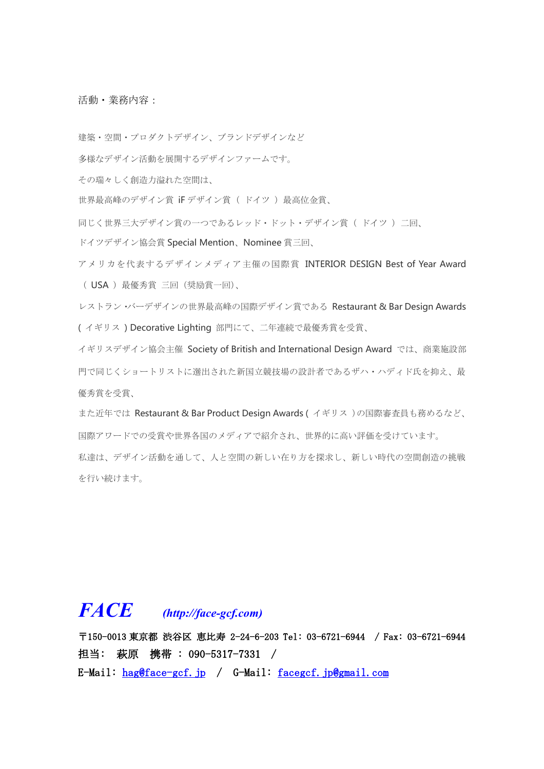活動・業務内容：

建築・空間・プロダクトデザイン、ブランドデザインなど

多様なデザイン活動を展開するデザインファームです。

その瑞々しく創造力溢れた空間は、

世界最高峰のデザイン賞 iF デザイン賞 （ ドイツ ） 最高位金賞、

同じく世界三大デザイン賞の一つであるレッド・ドット・デザイン賞 （ ドイツ ） 二回、

ドイツデザイン協会賞 Special Mention、Nominee 賞三回、

アメリカを代表するデザインメディア主催の国際賞 INTERIOR DESIGN Best of Year Award （ USA ） 最優秀賞 三回（奨励賞一回）、

レストラン・バーデザインの世界最高峰の国際デザイン賞である Restaurant & Bar Design Awards ( イギリス ) Decorative Lighting 部門にて、二年連続で最優秀賞を受賞、

イギリスデザイン協会主催 Society of British and International Design Award では、商業施設部門で同じくショートリストに選出された新国立競技場の設計者であるザハ・ハディド氏を抑え、最優秀賞を受賞、

また近年では Restaurant & Bar Product Design Awards ( イギリス )の国際審査員も務めるなど、

国際アワードでの受賞や世界各国のメディアで紹介され、世界的に高い評価を受けています。

私達は、デザイン活動を通して、人と空間の新しい在り方を探求し、新しい時代の空間創造の挑戦を行い続けます。

***FACE*** ***(http://face-gcf.com)***

〒150-0013 東京都 渋谷区 恵比寿 2-24-6-203 Tel：03-6721-6944 / Fax：03-6721-6944

担当： 萩原 携帯 ： 090-5317-7331 /

E-Mail：hag@face-gcf.jp / G-Mail：facegcf.jp@gmail.com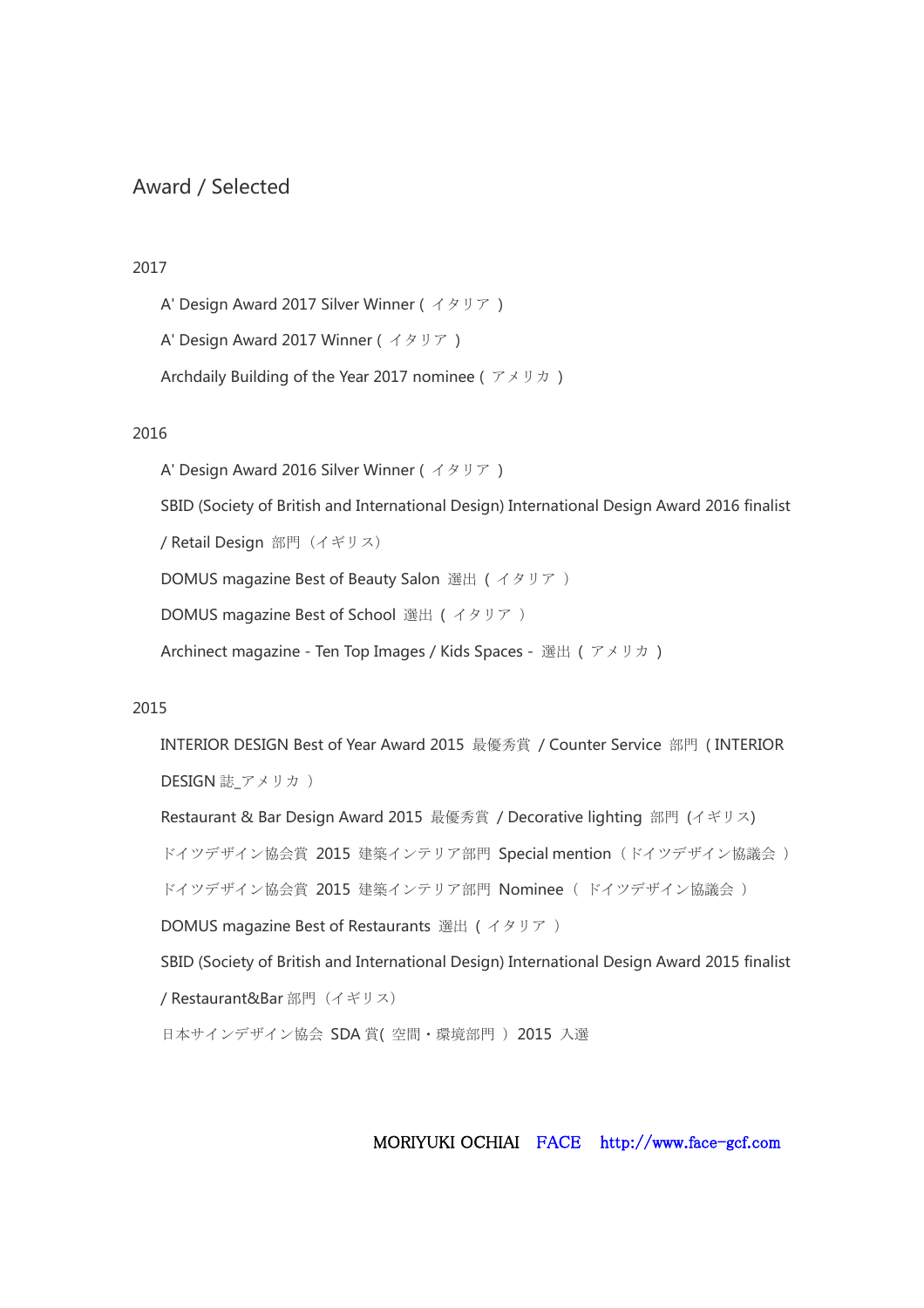# Award / Selected

## 2017

A' Design Award 2017 Silver Winner ( イタリア )

A' Design Award 2017 Winner ( イタリア )

Archdaily Building of the Year 2017 nominee ( アメリカ )

## 2016

A' Design Award 2016 Silver Winner ( イタリア )

SBID (Society of British and International Design) International Design Award 2016 finalist / Retail Design 部門（イギリス）

DOMUS magazine Best of Beauty Salon 選出 ( イタリア )

DOMUS magazine Best of School 選出 ( イタリア )

Archinect magazine - Ten Top Images / Kids Spaces - 選出 ( アメリカ )

## 2015

INTERIOR DESIGN Best of Year Award 2015 最優秀賞 / Counter Service 部門 ( INTERIOR DESIGN 誌_アメリカ )

Restaurant & Bar Design Award 2015 最優秀賞 / Decorative lighting 部門 (イギリス)

ドイツデザイン協会賞 2015 建築インテリア部門 Special mention（ドイツデザイン協議会 ）

ドイツデザイン協会賞 2015 建築インテリア部門 Nominee （ ドイツデザイン協議会 ）

DOMUS magazine Best of Restaurants 選出 ( イタリア )

SBID (Society of British and International Design) International Design Award 2015 finalist / Restaurant&Bar 部門（イギリス）

日本サインデザイン協会 SDA 賞( 空間・環境部門 ) 2015 入選

MORIYUKI OCHIAI FACE http://www.face-gcf.com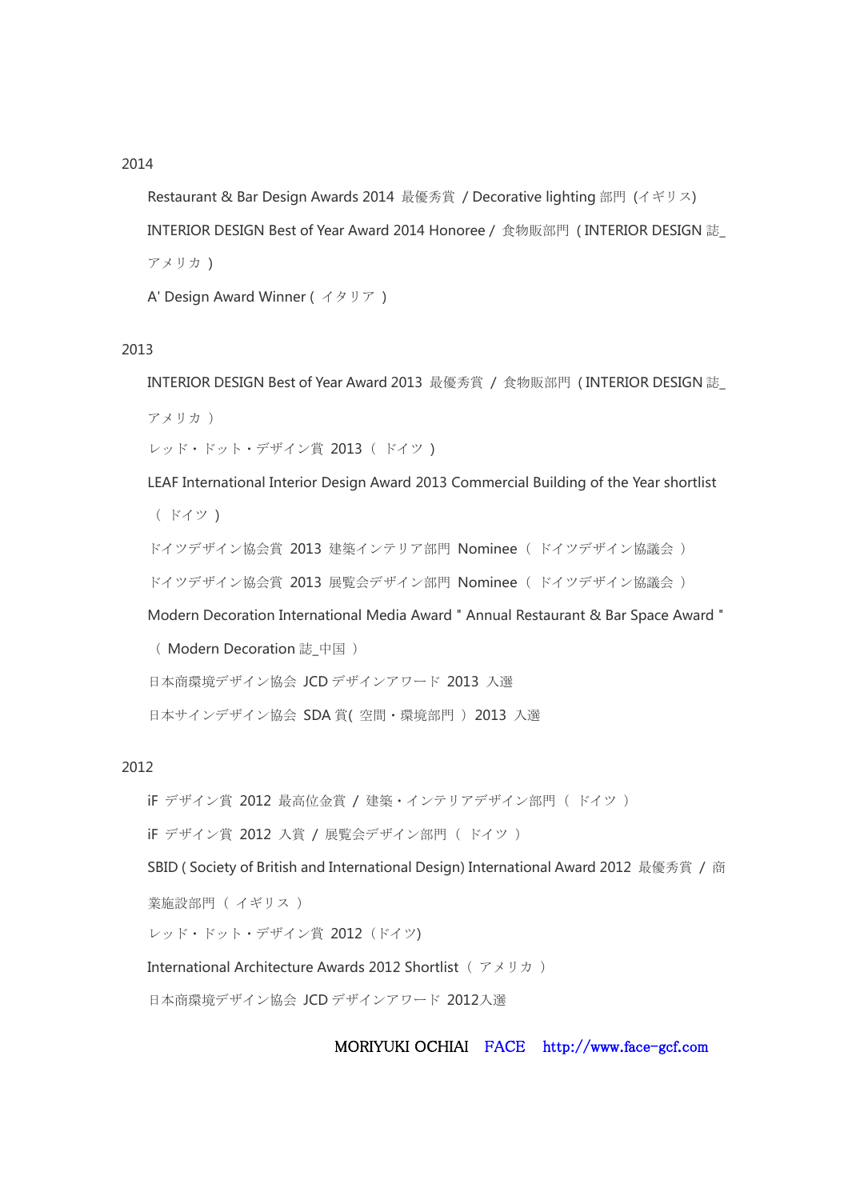2014

Restaurant & Bar Design Awards 2014 最優秀賞 / Decorative lighting 部門 (イギリス)

INTERIOR DESIGN Best of Year Award 2014 Honoree / 食物販部門 ( INTERIOR DESIGN 誌_アメリカ )

A' Design Award Winner ( イタリア )

2013

INTERIOR DESIGN Best of Year Award 2013 最優秀賞 / 食物販部門 ( INTERIOR DESIGN 誌_アメリカ )

レッド・ドット・デザイン賞 2013 ( ドイツ )

LEAF International Interior Design Award 2013 Commercial Building of the Year shortlist ( ドイツ )

ドイツデザイン協会賞 2013 建築インテリア部門 Nominee ( ドイツデザイン協議会 )

ドイツデザイン協会賞 2013 展覧会デザイン部門 Nominee ( ドイツデザイン協議会 )

Modern Decoration International Media Award " Annual Restaurant & Bar Space Award " ( Modern Decoration 誌_中国 )

日本商環境デザイン協会 JCD デザインアワード 2013 入選

日本サインデザイン協会 SDA 賞( 空間・環境部門 ) 2013 入選

2012

iF デザイン賞 2012 最高位金賞 / 建築・インテリアデザイン部門 ( ドイツ )

iF デザイン賞 2012 入賞 / 展覧会デザイン部門 ( ドイツ )

SBID ( Society of British and International Design) International Award 2012 最優秀賞 / 商業施設部門 ( イギリス )

レッド・ドット・デザイン賞 2012 (ドイツ)

International Architecture Awards 2012 Shortlist ( アメリカ )

日本商環境デザイン協会 JCD デザインアワード 2012入選

MORIYUKI OCHIAI FACE http://www.face-gcf.com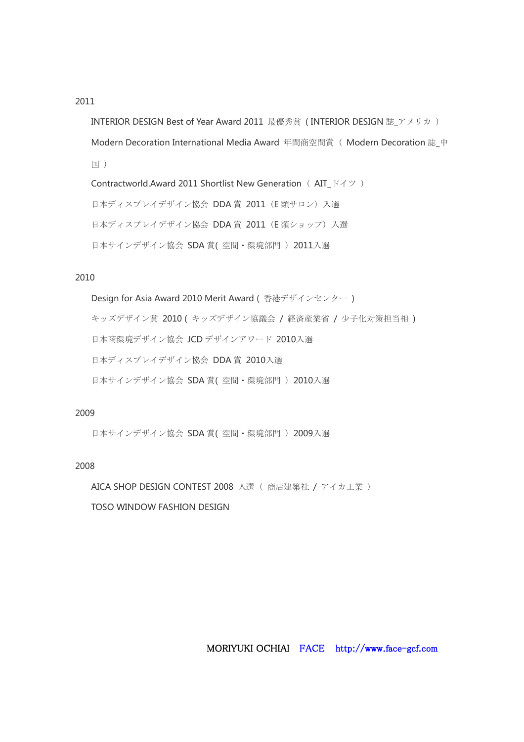2011

INTERIOR DESIGN Best of Year Award 2011 最優秀賞 ( INTERIOR DESIGN 誌_アメリカ ）

Modern Decoration International Media Award 年間商空間賞 （ Modern Decoration 誌_中国 ）

Contractworld.Award 2011 Shortlist New Generation （ AIT_ドイツ ）

日本ディスプレイデザイン協会 DDA 賞 2011（E 類サロン）入選

日本ディスプレイデザイン協会 DDA 賞 2011（E 類ショップ）入選

日本サインデザイン協会 SDA 賞( 空間・環境部門 ） 2011入選

2010

Design for Asia Award 2010 Merit Award ( 香港デザインセンター )

キッズデザイン賞 2010 ( キッズデザイン協議会 / 経済産業省 / 少子化対策担当相 )

日本商環境デザイン協会 JCD デザインアワード 2010入選

日本ディスプレイデザイン協会 DDA 賞 2010入選

日本サインデザイン協会 SDA 賞( 空間・環境部門 ） 2010入選

2009

日本サインデザイン協会 SDA 賞( 空間・環境部門 ） 2009入選

2008

AICA SHOP DESIGN CONTEST 2008 入選 （ 商店建築社 / アイカ工業 ）

TOSO WINDOW FASHION DESIGN